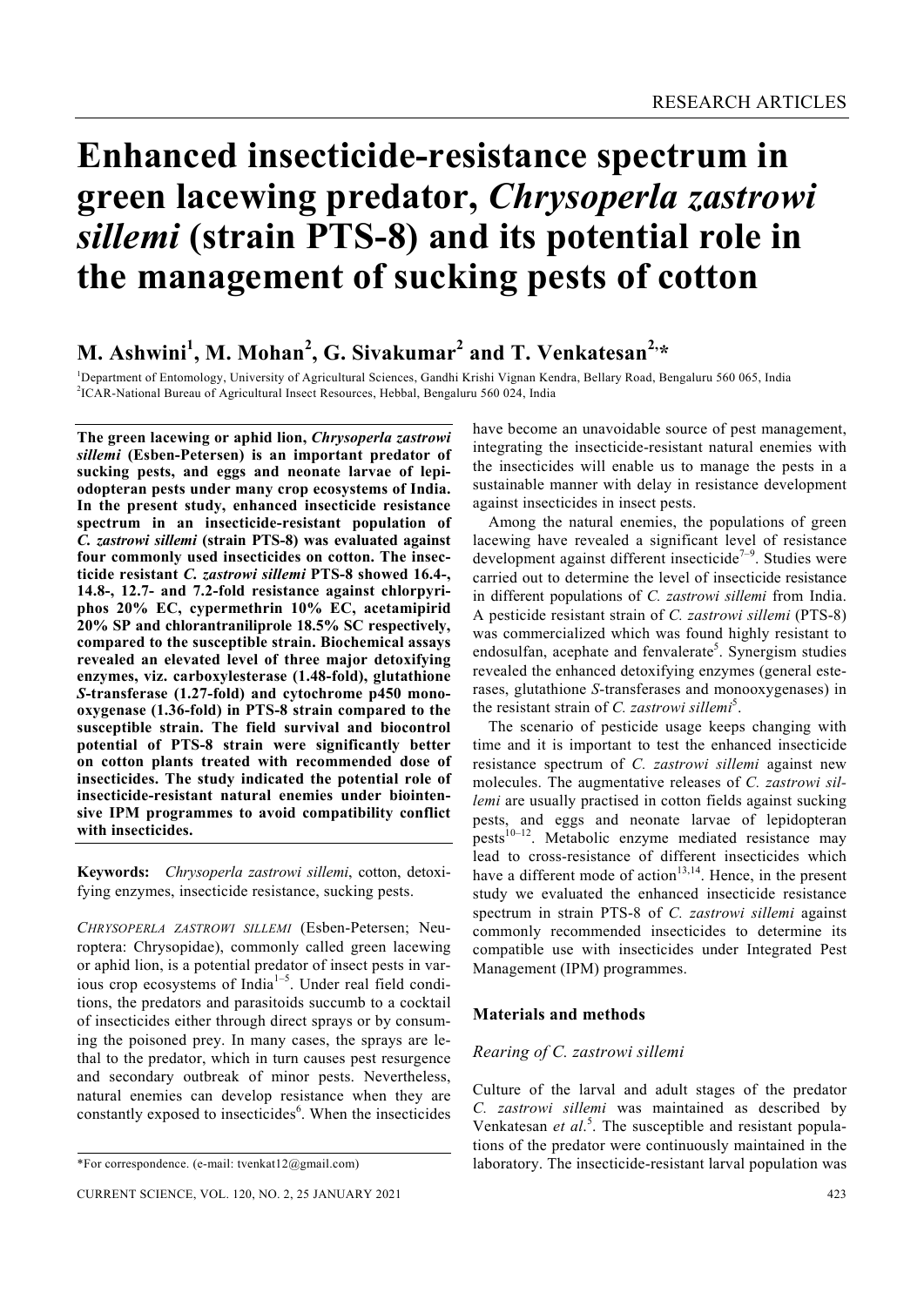# Enhanced insecticide-resistance spectrum in green lacewing predator, *Chrysoperla zastrowi sillemi* (strain PTS-8) and its potential role in the management of sucking pests of cotton

**M. Ashwini[1], M. Mohan[2], G. Sivakumar[2] and T. Venkatesan[2,*]**

[1]Department of Entomology, University of Agricultural Sciences, Gandhi Krishi Vignan Kendra, Bellary Road, Bengaluru 560 065, India
[2]ICAR-National Bureau of Agricultural Insect Resources, Hebbal, Bengaluru 560 024, India

**The green lacewing or aphid lion, *Chrysoperla zastrowi sillemi* (Esben-Petersen) is an important predator of sucking pests, and eggs and neonate larvae of lepidopteran pests under many crop ecosystems of India. In the present study, enhanced insecticide resistance spectrum in an insecticide-resistant population of *C. zastrowi sillemi* (strain PTS-8) was evaluated against four commonly used insecticides on cotton. The insecticide resistant *C. zastrowi sillemi* PTS-8 showed 16.4-, 14.8-, 12.7- and 7.2-fold resistance against chlorpyriphos 20% EC, cypermethrin 10% EC, acetamipirid 20% SP and chlorantraniliprole 18.5% SC respectively, compared to the susceptible strain. Biochemical assays revealed an elevated level of three major detoxifying enzymes, viz. carboxylesterase (1.48-fold), glutathione *S*-transferase (1.27-fold) and cytochrome p450 monooxygenase (1.36-fold) in PTS-8 strain compared to the susceptible strain. The field survival and biocontrol potential of PTS-8 strain were significantly better on cotton plants treated with recommended dose of insecticides. The study indicated the potential role of insecticide-resistant natural enemies under biointensive IPM programmes to avoid compatibility conflict with insecticides.**

**Keywords:** *Chrysoperla zastrowi sillemi*, cotton, detoxifying enzymes, insecticide resistance, sucking pests.

*CHRYSOPERLA ZASTROWI SILLEMI* (Esben-Petersen; Neuroptera: Chrysopidae), commonly called green lacewing or aphid lion, is a potential predator of insect pests in various crop ecosystems of India[1–5]. Under real field conditions, the predators and parasitoids succumb to a cocktail of insecticides either through direct sprays or by consuming the poisoned prey. In many cases, the sprays are lethal to the predator, which in turn causes pest resurgence and secondary outbreak of minor pests. Nevertheless, natural enemies can develop resistance when they are constantly exposed to insecticides[6]. When the insecticides have become an unavoidable source of pest management, integrating the insecticide-resistant natural enemies with the insecticides will enable us to manage the pests in a sustainable manner with delay in resistance development against insecticides in insect pests.

Among the natural enemies, the populations of green lacewing have revealed a significant level of resistance development against different insecticide[7–9]. Studies were carried out to determine the level of insecticide resistance in different populations of *C. zastrowi sillemi* from India. A pesticide resistant strain of *C. zastrowi sillemi* (PTS-8) was commercialized which was found highly resistant to endosulfan, acephate and fenvalerate[5]. Synergism studies revealed the enhanced detoxifying enzymes (general esterases, glutathione *S*-transferases and monooxygenases) in the resistant strain of *C. zastrowi sillemi*[5].

The scenario of pesticide usage keeps changing with time and it is important to test the enhanced insecticide resistance spectrum of *C. zastrowi sillemi* against new molecules. The augmentative releases of *C. zastrowi sillemi* are usually practised in cotton fields against sucking pests, and eggs and neonate larvae of lepidopteran pests[10–12]. Metabolic enzyme mediated resistance may lead to cross-resistance of different insecticides which have a different mode of action[13,14]. Hence, in the present study we evaluated the enhanced insecticide resistance spectrum in strain PTS-8 of *C. zastrowi sillemi* against commonly recommended insecticides to determine its compatible use with insecticides under Integrated Pest Management (IPM) programmes.

## Materials and methods

### *Rearing of C. zastrowi sillemi*

Culture of the larval and adult stages of the predator *C. zastrowi sillemi* was maintained as described by Venkatesan *et al.*[5]. The susceptible and resistant populations of the predator were continuously maintained in the laboratory. The insecticide-resistant larval population was

*For correspondence. (e-mail: tvenkat12@gmail.com)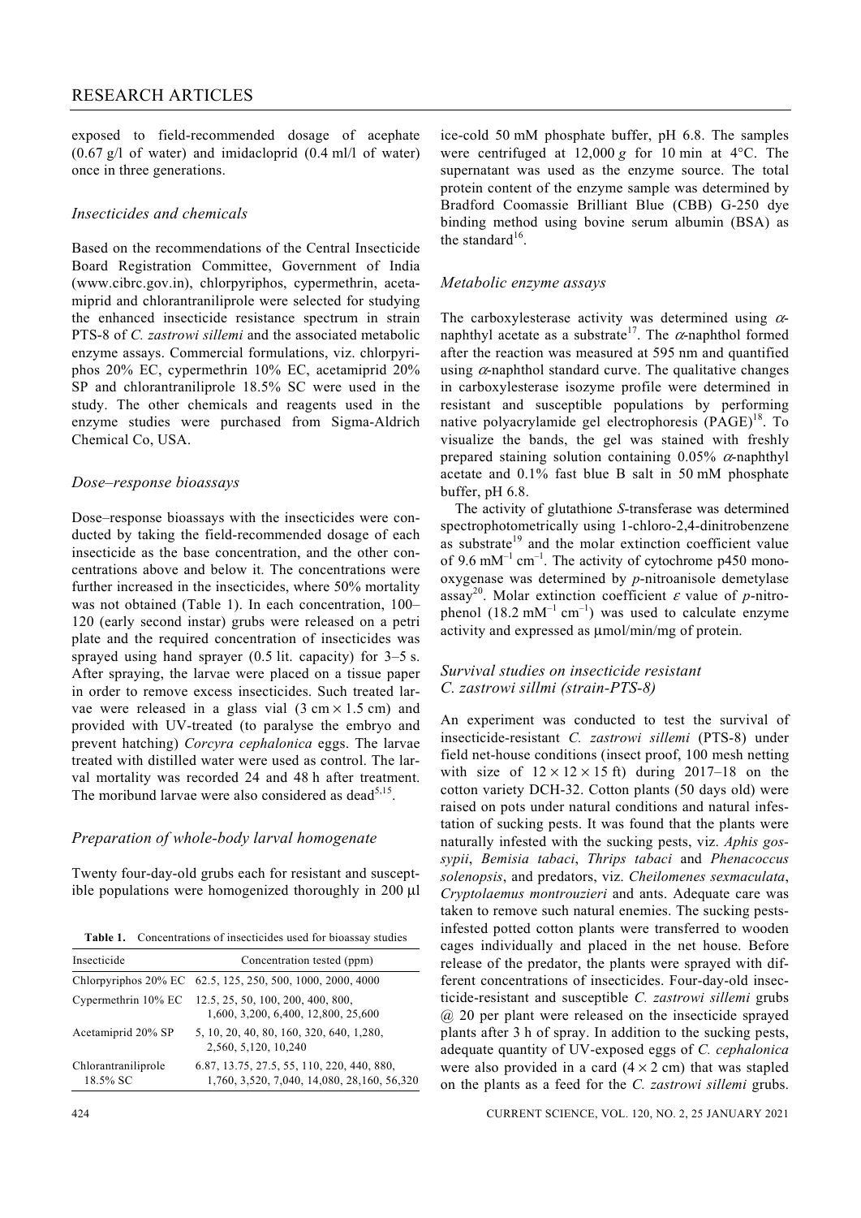exposed to field-recommended dosage of acephate (0.67 g/l of water) and imidacloprid (0.4 ml/l of water) once in three generations.

### *Insecticides and chemicals*

Based on the recommendations of the Central Insecticide Board Registration Committee, Government of India (www.cibrc.gov.in), chlorpyriphos, cypermethrin, acetamiprid and chlorantraniliprole were selected for studying the enhanced insecticide resistance spectrum in strain PTS-8 of *C. zastrowi sillemi* and the associated metabolic enzyme assays. Commercial formulations, viz. chlorpyriphos 20% EC, cypermethrin 10% EC, acetamiprid 20% SP and chlorantraniliprole 18.5% SC were used in the study. The other chemicals and reagents used in the enzyme studies were purchased from Sigma-Aldrich Chemical Co, USA.

### *Dose–response bioassays*

Dose–response bioassays with the insecticides were conducted by taking the field-recommended dosage of each insecticide as the base concentration, and the other concentrations above and below it. The concentrations were further increased in the insecticides, where 50% mortality was not obtained (Table 1). In each concentration, 100–120 (early second instar) grubs were released on a petri plate and the required concentration of insecticides was sprayed using hand sprayer (0.5 lit. capacity) for 3–5 s. After spraying, the larvae were placed on a tissue paper in order to remove excess insecticides. Such treated larvae were released in a glass vial (3 cm × 1.5 cm) and provided with UV-treated (to paralyse the embryo and prevent hatching) *Corcyra cephalonica* eggs. The larvae treated with distilled water were used as control. The larval mortality was recorded 24 and 48 h after treatment. The moribund larvae were also considered as dead[5,15].

### *Preparation of whole-body larval homogenate*

Twenty four-day-old grubs each for resistant and susceptible populations were homogenized thoroughly in 200 μl ice-cold 50 mM phosphate buffer, pH 6.8. The samples were centrifuged at 12,000 *g* for 10 min at 4°C. The supernatant was used as the enzyme source. The total protein content of the enzyme sample was determined by Bradford Coomassie Brilliant Blue (CBB) G-250 dye binding method using bovine serum albumin (BSA) as the standard[16].

**Table 1.** Concentrations of insecticides used for bioassay studies

| Insecticide | Concentration tested (ppm) |
|---|---|
| Chlorpyriphos 20% EC | 62.5, 125, 250, 500, 1000, 2000, 4000 |
| Cypermethrin 10% EC | 12.5, 25, 50, 100, 200, 400, 800, 1,600, 3,200, 6,400, 12,800, 25,600 |
| Acetamiprid 20% SP | 5, 10, 20, 40, 80, 160, 320, 640, 1,280, 2,560, 5,120, 10,240 |
| Chlorantraniliprole 18.5% SC | 6.87, 13.75, 27.5, 55, 110, 220, 440, 880, 1,760, 3,520, 7,040, 14,080, 28,160, 56,320 |

### *Metabolic enzyme assays*

The carboxylesterase activity was determined using $\alpha$-naphthyl acetate as a substrate[17]. The $\alpha$-naphthol formed after the reaction was measured at 595 nm and quantified using $\alpha$-naphthol standard curve. The qualitative changes in carboxylesterase isozyme profile were determined in resistant and susceptible populations by performing native polyacrylamide gel electrophoresis (PAGE)[18]. To visualize the bands, the gel was stained with freshly prepared staining solution containing 0.05% $\alpha$-naphthyl acetate and 0.1% fast blue B salt in 50 mM phosphate buffer, pH 6.8.

The activity of glutathione *S*-transferase was determined spectrophotometrically using 1-chloro-2,4-dinitrobenzene as substrate[19] and the molar extinction coefficient value of 9.6 $mM^{-1}$ $cm^{-1}$. The activity of cytochrome p450 monooxygenase was determined by *p*-nitroanisole demetylase assay[20]. Molar extinction coefficient $\varepsilon$ value of *p*-nitrophenol (18.2 $mM^{-1}$ $cm^{-1}$) was used to calculate enzyme activity and expressed as μmol/min/mg of protein.

### *Survival studies on insecticide resistant C. zastrowi sillmi (strain-PTS-8)*

An experiment was conducted to test the survival of insecticide-resistant *C. zastrowi sillemi* (PTS-8) under field net-house conditions (insect proof, 100 mesh netting with size of 12 × 12 × 15 ft) during 2017–18 on the cotton variety DCH-32. Cotton plants (50 days old) were raised on pots under natural conditions and natural infestation of sucking pests. It was found that the plants were naturally infested with the sucking pests, viz. *Aphis gossypii*, *Bemisia tabaci*, *Thrips tabaci* and *Phenacoccus solenopsis*, and predators, viz. *Cheilomenes sexmaculata*, *Cryptolaemus montrouzieri* and ants. Adequate care was taken to remove such natural enemies. The sucking pests-infested potted cotton plants were transferred to wooden cages individually and placed in the net house. Before release of the predator, the plants were sprayed with different concentrations of insecticides. Four-day-old insecticide-resistant and susceptible *C. zastrowi sillemi* grubs @ 20 per plant were released on the insecticide sprayed plants after 3 h of spray. In addition to the sucking pests, adequate quantity of UV-exposed eggs of *C. cephalonica* were also provided in a card (4 × 2 cm) that was stapled on the plants as a feed for the *C. zastrowi sillemi* grubs.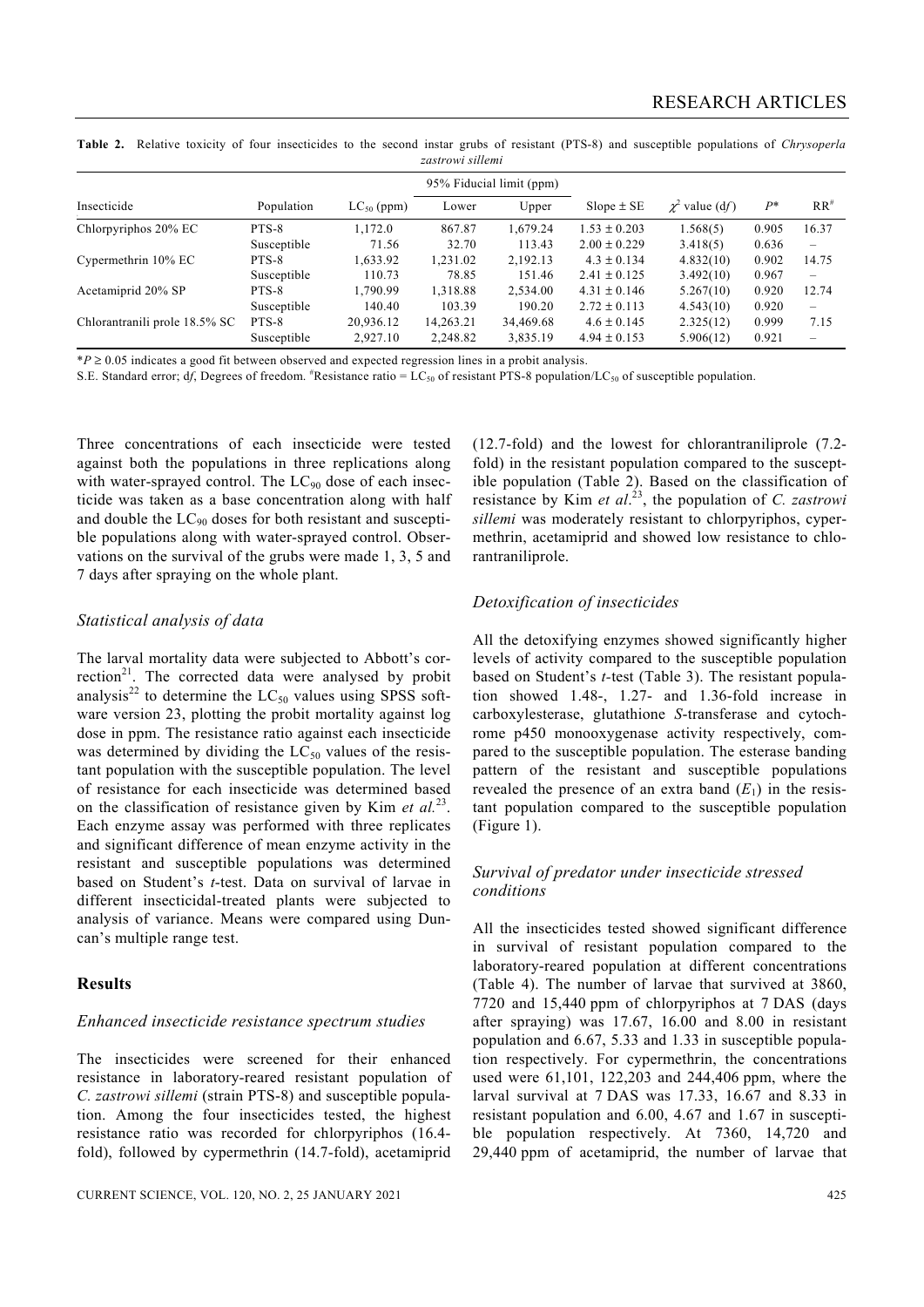**Table 2.** Relative toxicity of four insecticides to the second instar grubs of resistant (PTS-8) and susceptible populations of *Chrysoperla zastrowi sillemi*

| Insecticide | Population | $LC_{50}$ (ppm) | 95% Fiducial limit (ppm) | | Slope ± SE | $\chi^2$ value (d*f*) | *P*\* | RR# |
|---|---|---|---|---|---|---|---|---|
| | | | Lower | Upper | | | | |
| Chlorpyriphos 20% EC | PTS-8 | 1,172.0 | 867.87 | 1,679.24 | 1.53 ± 0.203 | 1.568(5) | 0.905 | 16.37 |
| | Susceptible | 71.56 | 32.70 | 113.43 | 2.00 ± 0.229 | 3.418(5) | 0.636 | – |
| Cypermethrin 10% EC | PTS-8 | 1,633.92 | 1,231.02 | 2,192.13 | 4.3 ± 0.134 | 4.832(10) | 0.902 | 14.75 |
| | Susceptible | 110.73 | 78.85 | 151.46 | 2.41 ± 0.125 | 3.492(10) | 0.967 | – |
| Acetamiprid 20% SP | PTS-8 | 1,790.99 | 1,318.88 | 2,534.00 | 4.31 ± 0.146 | 5.267(10) | 0.920 | 12.74 |
| | Susceptible | 140.40 | 103.39 | 190.20 | 2.72 ± 0.113 | 4.543(10) | 0.920 | – |
| Chlorantranili prole 18.5% SC | PTS-8 | 20,936.12 | 14,263.21 | 34,469.68 | 4.6 ± 0.145 | 2.325(12) | 0.999 | 7.15 |
| | Susceptible | 2,927.10 | 2,248.82 | 3,835.19 | 4.94 ± 0.153 | 5.906(12) | 0.921 | – |

\*$P \geq 0.05$ indicates a good fit between observed and expected regression lines in a probit analysis.

S.E. Standard error; d*f*, Degrees of freedom. #Resistance ratio = $LC_{50}$ of resistant PTS-8 population/$LC_{50}$ of susceptible population.

Three concentrations of each insecticide were tested against both the populations in three replications along with water-sprayed control. The $LC_{90}$ dose of each insecticide was taken as a base concentration along with half and double the $LC_{90}$ doses for both resistant and susceptible populations along with water-sprayed control. Observations on the survival of the grubs were made 1, 3, 5 and 7 days after spraying on the whole plant.

### *Statistical analysis of data*

The larval mortality data were subjected to Abbott's correction[21]. The corrected data were analysed by probit analysis[22] to determine the $LC_{50}$ values using SPSS software version 23, plotting the probit mortality against log dose in ppm. The resistance ratio against each insecticide was determined by dividing the $LC_{50}$ values of the resistant population with the susceptible population. The level of resistance for each insecticide was determined based on the classification of resistance given by Kim *et al.*[23]. Each enzyme assay was performed with three replicates and significant difference of mean enzyme activity in the resistant and susceptible populations was determined based on Student's *t*-test. Data on survival of larvae in different insecticidal-treated plants were subjected to analysis of variance. Means were compared using Duncan's multiple range test.

## Results

### *Enhanced insecticide resistance spectrum studies*

The insecticides were screened for their enhanced resistance in laboratory-reared resistant population of *C. zastrowi sillemi* (strain PTS-8) and susceptible population. Among the four insecticides tested, the highest resistance ratio was recorded for chlorpyriphos (16.4-fold), followed by cypermethrin (14.7-fold), acetamiprid (12.7-fold) and the lowest for chlorantraniliprole (7.2-fold) in the resistant population compared to the susceptible population (Table 2). Based on the classification of resistance by Kim *et al.*[23], the population of *C. zastrowi sillemi* was moderately resistant to chlorpyriphos, cypermethrin, acetamiprid and showed low resistance to chlorantraniliprole.

### *Detoxification of insecticides*

All the detoxifying enzymes showed significantly higher levels of activity compared to the susceptible population based on Student's *t*-test (Table 3). The resistant population showed 1.48-, 1.27- and 1.36-fold increase in carboxylesterase, glutathione *S*-transferase and cytochrome p450 monooxygenase activity respectively, compared to the susceptible population. The esterase banding pattern of the resistant and susceptible populations revealed the presence of an extra band ($E_1$) in the resistant population compared to the susceptible population (Figure 1).

### *Survival of predator under insecticide stressed conditions*

All the insecticides tested showed significant difference in survival of resistant population compared to the laboratory-reared population at different concentrations (Table 4). The number of larvae that survived at 3860, 7720 and 15,440 ppm of chlorpyriphos at 7 DAS (days after spraying) was 17.67, 16.00 and 8.00 in resistant population and 6.67, 5.33 and 1.33 in susceptible population respectively. For cypermethrin, the concentrations used were 61,101, 122,203 and 244,406 ppm, where the larval survival at 7 DAS was 17.33, 16.67 and 8.33 in resistant population and 6.00, 4.67 and 1.67 in susceptible population respectively. At 7360, 14,720 and 29,440 ppm of acetamiprid, the number of larvae that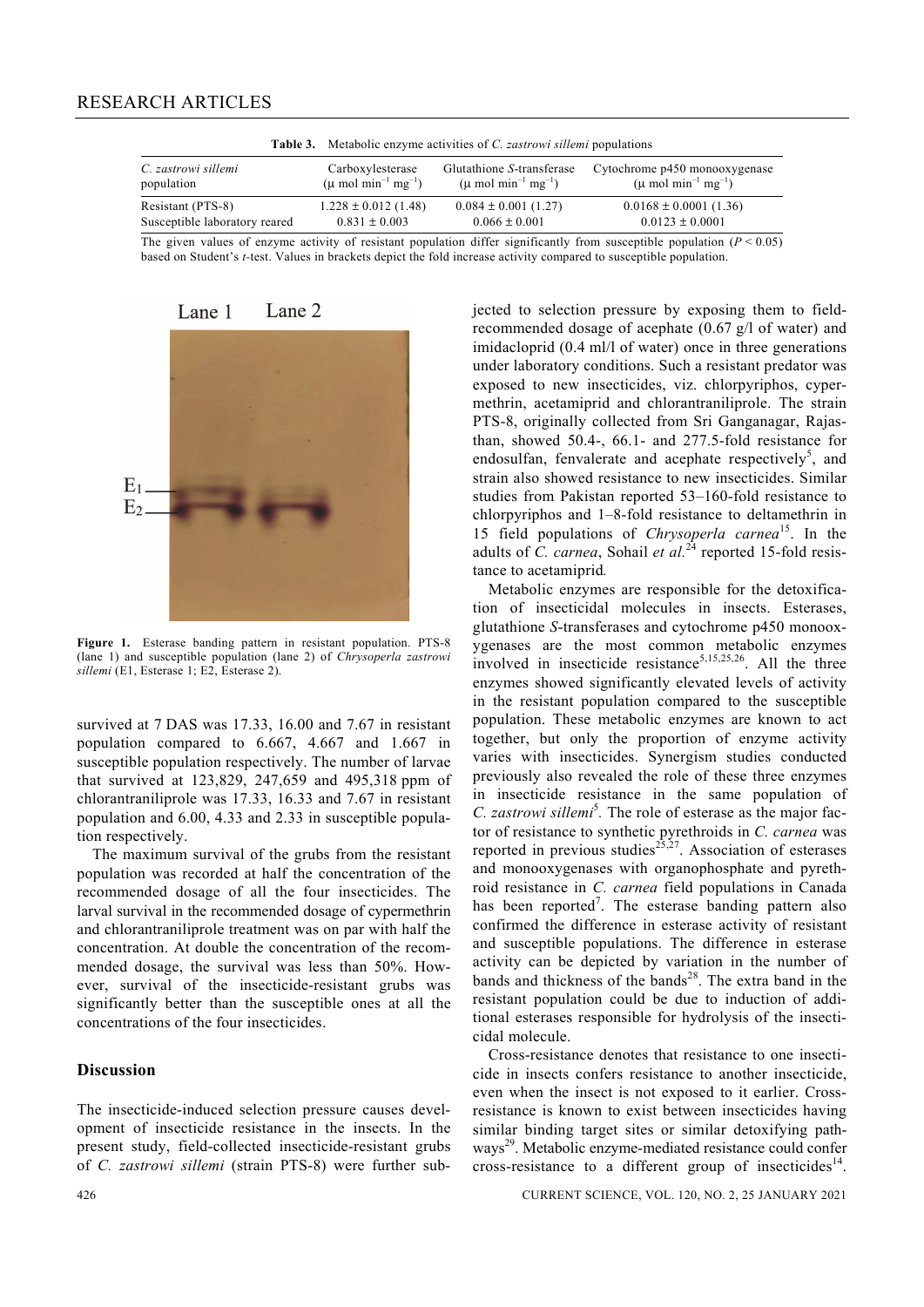**Table 3.** Metabolic enzyme activities of *C. zastrowi sillemi* populations

| *C. zastrowi sillemi* population | Carboxylesterase ($\mu$ mol min$^{-1}$ mg$^{-1}$) | Glutathione *S*-transferase ($\mu$ mol min$^{-1}$ mg$^{-1}$) | Cytochrome p450 monooxygenase ($\mu$ mol min$^{-1}$ mg$^{-1}$) |
|---|---|---|---|
| Resistant (PTS-8) | 1.228 ± 0.012 (1.48) | 0.084 ± 0.001 (1.27) | 0.0168 ± 0.0001 (1.36) |
| Susceptible laboratory reared | 0.831 ± 0.003 | 0.066 ± 0.001 | 0.0123 ± 0.0001 |

The given values of enzyme activity of resistant population differ significantly from susceptible population ($P < 0.05$) based on Student's *t*-test. Values in brackets depict the fold increase activity compared to susceptible population.

**Figure 1.** Esterase banding pattern in resistant population. PTS-8 (lane 1) and susceptible population (lane 2) of *Chrysoperla zastrowi sillemi* (E1, Esterase 1; E2, Esterase 2).

survived at 7 DAS was 17.33, 16.00 and 7.67 in resistant population compared to 6.667, 4.667 and 1.667 in susceptible population respectively. The number of larvae that survived at 123,829, 247,659 and 495,318 ppm of chlorantraniliprole was 17.33, 16.33 and 7.67 in resistant population and 6.00, 4.33 and 2.33 in susceptible population respectively.

The maximum survival of the grubs from the resistant population was recorded at half the concentration of the recommended dosage of all the four insecticides. The larval survival in the recommended dosage of cypermethrin and chlorantraniliprole treatment was on par with half the concentration. At double the concentration of the recommended dosage, the survival was less than 50%. However, survival of the insecticide-resistant grubs was significantly better than the susceptible ones at all the concentrations of the four insecticides.

## Discussion

The insecticide-induced selection pressure causes development of insecticide resistance in the insects. In the present study, field-collected insecticide-resistant grubs of *C. zastrowi sillemi* (strain PTS-8) were further subjected to selection pressure by exposing them to field-recommended dosage of acephate (0.67 g/l of water) and imidacloprid (0.4 ml/l of water) once in three generations under laboratory conditions. Such a resistant predator was exposed to new insecticides, viz. chlorpyriphos, cypermethrin, acetamiprid and chlorantraniliprole. The strain PTS-8, originally collected from Sri Ganganagar, Rajasthan, showed 50.4-, 66.1- and 277.5-fold resistance for endosulfan, fenvalerate and acephate respectively[5], and strain also showed resistance to new insecticides. Similar studies from Pakistan reported 53–160-fold resistance to chlorpyriphos and 1–8-fold resistance to deltamethrin in 15 field populations of *Chrysoperla carnea*[15]. In the adults of *C. carnea*, Sohail *et al.*[24] reported 15-fold resistance to acetamiprid.

Metabolic enzymes are responsible for the detoxification of insecticidal molecules in insects. Esterases, glutathione *S*-transferases and cytochrome p450 monooxygenases are the most common metabolic enzymes involved in insecticide resistance[5,15,25,26]. All the three enzymes showed significantly elevated levels of activity in the resistant population compared to the susceptible population. These metabolic enzymes are known to act together, but only the proportion of enzyme activity varies with insecticides. Synergism studies conducted previously also revealed the role of these three enzymes in insecticide resistance in the same population of *C. zastrowi sillemi*[5]. The role of esterase as the major factor of resistance to synthetic pyrethroids in *C. carnea* was reported in previous studies[25,27]. Association of esterases and monooxygenases with organophosphate and pyrethroid resistance in *C. carnea* field populations in Canada has been reported[7]. The esterase banding pattern also confirmed the difference in esterase activity of resistant and susceptible populations. The difference in esterase activity can be depicted by variation in the number of bands and thickness of the bands[28]. The extra band in the resistant population could be due to induction of additional esterases responsible for hydrolysis of the insecticidal molecule.

Cross-resistance denotes that resistance to one insecticide in insects confers resistance to another insecticide, even when the insect is not exposed to it earlier. Cross-resistance is known to exist between insecticides having similar binding target sites or similar detoxifying pathways[29]. Metabolic enzyme-mediated resistance could confer cross-resistance to a different group of insecticides[14].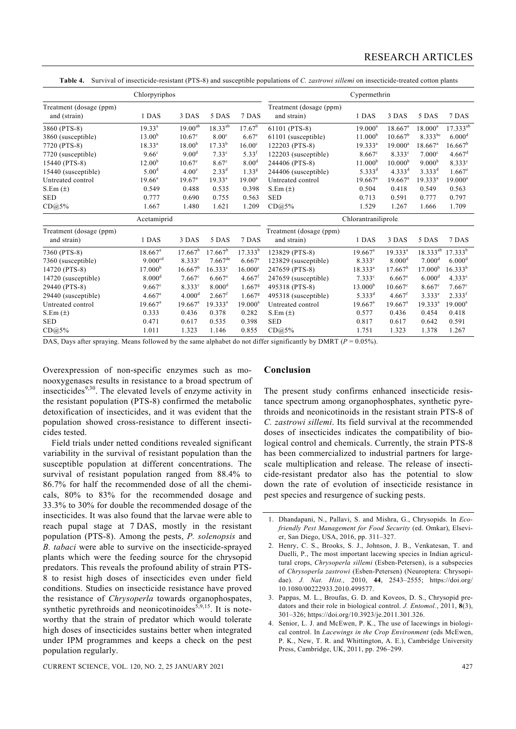**Table 4.** Survival of insecticide-resistant (PTS-8) and susceptible populations of *C. zastrowi sillemi* on insecticide-treated cotton plants

| Chlorpyriphos | | | | | Cypermethrin | | | | |
|---|---|---|---|---|---|---|---|---|---|
| Treatment (dosage (ppm) and (strain) | 1 DAS | 3 DAS | 5 DAS | 7 DAS | Treatment (dosage (ppm) and strain) | 1 DAS | 3 DAS | 5 DAS | 7 DAS |
| 3860 (PTS-8) | 19.33[a] | 19.00[ab] | 18.33[ab] | 17.67[b] | 61101 (PTS-8) | 19.000[a] | 18.667[a] | 18.000[a] | 17.333[ab] |
| 3860 (susceptible) | 13.00[b] | 10.67[c] | 8.00[c] | 6.67[e] | 61101 (susceptible) | 11.000[b] | 10.667[b] | 8.333[bc] | 6.000[d] |
| 7720 (PTS-8) | 18.33[a] | 18.00[b] | 17.33[b] | 16.00[c] | 122203 (PTS-8) | 19.333[a] | 19.000[a] | 18.667[a] | 16.667[b] |
| 7720 (susceptible) | 9.66[c] | 9.00[d] | 7.33[c] | 5.33[f] | 122203 (susceptible) | 8.667[c] | 8.333[c] | 7.000[c] | 4.667[d] |
| 15440 (PTS-8) | 12.00[b] | 10.67[c] | 8.67[c] | 8.00[d] | 244406 (PTS-8) | 11.000[b] | 10.000[b] | 9.000[b] | 8.333[c] |
| 15440 (susceptible) | 5.00[d] | 4.00[e] | 2.33[d] | 1.33[g] | 244406 (susceptible) | 5.333[d] | 4.333[d] | 3.333[d] | 1.667[e] |
| Untreated control | 19.66[a] | 19.67[a] | 19.33[a] | 19.00[a] | Untreated control | 19.667[a] | 19.667[a] | 19.333[a] | 19.000[a] |
| S.Em (±) | 0.549 | 0.488 | 0.535 | 0.398 | S.Em (±) | 0.504 | 0.418 | 0.549 | 0.563 |
| SED | 0.777 | 0.690 | 0.755 | 0.563 | SED | 0.713 | 0.591 | 0.777 | 0.797 |
| CD@5% | 1.667 | 1.480 | 1.621 | 1.209 | CD@5% | 1.529 | 1.267 | 1.666 | 1.709 |
| Acetamiprid | | | | | Chlorantraniliprole | | | | |
| Treatment (dosage (ppm) and strain) | 1 DAS | 3 DAS | 5 DAS | 7 DAS | Treatment (dosage (ppm) and strain) | 1 DAS | 3 DAS | 5 DAS | 7 DAS |
| 7360 (PTS-8) | 18.667[a] | 17.667[b] | 17.667[b] | 17.333[b] | 123829 (PTS-8) | 19.667[a] | 19.333[a] | 18.333[ab] | 17.333[b] |
| 7360 (susceptible) | 9.000[cd] | 8.333[c] | 7.667[de] | 6.667[e] | 123829 (susceptible) | 8.333[c] | 8.000[d] | 7.000[d] | 6.000[d] |
| 14720 (PTS-8) | 17.000[b] | 16.667[b] | 16.333[c] | 16.000[c] | 247659 (PTS-8) | 18.333[a] | 17.667[b] | 17.000[b] | 16.333[b] |
| 14720 (susceptible) | 8.000[d] | 7.667[c] | 6.667[e] | 4.667[f] | 247659 (susceptible) | 7.333[c] | 6.667[e] | 6.000[d] | 4.333[e] |
| 29440 (PTS-8) | 9.667[c] | 8.333[c] | 8.000[d] | 1.667[g] | 495318 (PTS-8) | 13.000[b] | 10.667[c] | 8.667[c] | 7.667[c] |
| 29440 (susceptible) | 4.667[e] | 4.000[d] | 2.667[f] | 1.667[g] | 495318 (susceptible) | 5.333[d] | 4.667[f] | 3.333[e] | 2.333[f] |
| Untreated control | 19.667[a] | 19.667[a] | 19.333[a] | 19.000[a] | Untreated control | 19.667[a] | 19.667[a] | 19.333[a] | 19.000[a] |
| S.Em (±) | 0.333 | 0.436 | 0.378 | 0.282 | S.Em (±) | 0.577 | 0.436 | 0.454 | 0.418 |
| SED | 0.471 | 0.617 | 0.535 | 0.398 | SED | 0.817 | 0.617 | 0.642 | 0.591 |
| CD@5% | 1.011 | 1.323 | 1.146 | 0.855 | CD@5% | 1.751 | 1.323 | 1.378 | 1.267 |

DAS, Days after spraying. Means followed by the same alphabet do not differ significantly by DMRT ($P = 0.05\%$).

Overexpression of non-specific enzymes such as monooxygenases results in resistance to a broad spectrum of insecticides[9,30]. The elevated levels of enzyme activity in the resistant population (PTS-8) confirmed the metabolic detoxification of insecticides, and it was evident that the population showed cross-resistance to different insecticides tested.

Field trials under netted conditions revealed significant variability in the survival of resistant population than the susceptible population at different concentrations. The survival of resistant population ranged from 88.4% to 86.7% for half the recommended dose of all the chemicals, 80% to 83% for the recommended dosage and 33.3% to 30% for double the recommended dosage of the insecticides. It was also found that the larvae were able to reach pupal stage at 7 DAS, mostly in the resistant population (PTS-8). Among the pests, *P. solenopsis* and *B. tabaci* were able to survive on the insecticide-sprayed plants which were the feeding source for the chrysopid predators. This reveals the profound ability of strain PTS-8 to resist high doses of insecticides even under field conditions. Studies on insecticide resistance have proved the resistance of *Chrysoperla* towards organophospates, synthetic pyrethroids and neonicotinoides[5,9,15]. It is noteworthy that the strain of predator which would tolerate high doses of insecticides sustains better when integrated under IPM programmes and keeps a check on the pest population regularly.

## Conclusion

The present study confirms enhanced insecticide resistance spectrum among organophosphates, synthetic pyrethroids and neonicotinoids in the resistant strain PTS-8 of *C. zastrowi sillemi*. Its field survival at the recommended doses of insecticides indicates the compatibility of biological control and chemicals. Currently, the strain PTS-8 has been commercialized to industrial partners for large-scale multiplication and release. The release of insecticide-resistant predator also has the potential to slow down the rate of evolution of insecticide resistance in pest species and resurgence of sucking pests.

1. Dhandapani, N., Pallavi, S. and Mishra, G., Chrysopids. In *Eco-friendly Pest Management for Food Security* (ed. Omkar), Elsevier, San Diego, USA, 2016, pp. 311–327.
2. Henry, C. S., Brooks, S. J., Johnson, J. B., Venkatesan, T. and Duelli, P., The most important lacewing species in Indian agricultural crops, *Chrysoperla sillemi* (Esben-Petersen), is a subspecies of *Chrysoperla zastrowi* (Esben-Petersen) (Neuroptera: Chrysopidae). *J. Nat. Hist.,* 2010, **44**, 2543–2555; https://doi.org/10.1080/00222933.2010.499577.
3. Pappas, M. L., Broufas, G. D. and Koveos, D. S., Chrysopid predators and their role in biological control. *J. Entomol.*, 2011, **8**(3), 301–326; https://doi.org/10.3923/je.2011.301.326.
4. Senior, L. J. and McEwen, P. K., The use of lacewings in biological control. In *Lacewings in the Crop Environment* (eds McEwen, P. K., New, T. R. and Whittington, A. E.), Cambridge University Press, Cambridge, UK, 2011, pp. 296–299.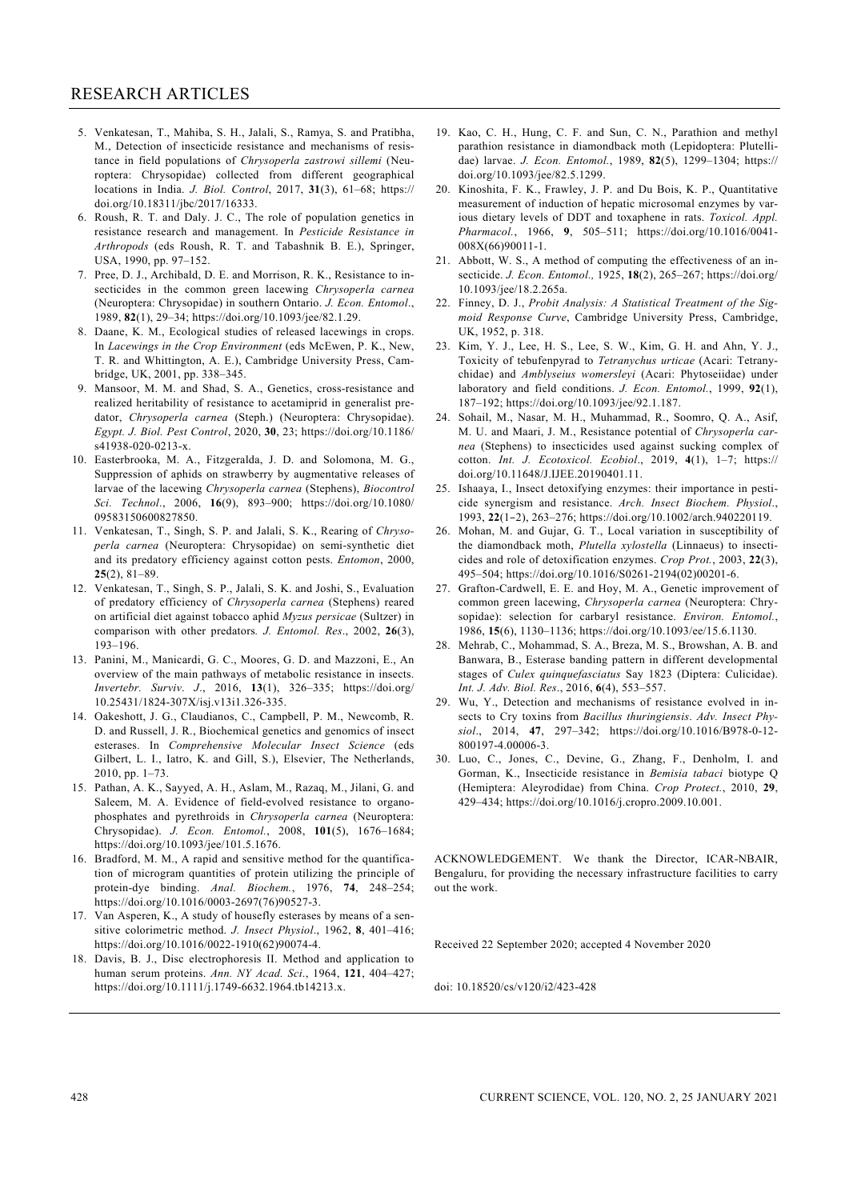5. Venkatesan, T., Mahiba, S. H., Jalali, S., Ramya, S. and Pratibha, M., Detection of insecticide resistance and mechanisms of resistance in field populations of *Chrysoperla zastrowi sillemi* (Neuroptera: Chrysopidae) collected from different geographical locations in India. *J. Biol. Control*, 2017, **31**(3), 61–68; https://doi.org/10.18311/jbc/2017/16333.
6. Roush, R. T. and Daly. J. C., The role of population genetics in resistance research and management. In *Pesticide Resistance in Arthropods* (eds Roush, R. T. and Tabashnik B. E.), Springer, USA, 1990, pp. 97–152.
7. Pree, D. J., Archibald, D. E. and Morrison, R. K., Resistance to insecticides in the common green lacewing *Chrysoperla carnea* (Neuroptera: Chrysopidae) in southern Ontario. *J. Econ. Entomol*., 1989, **82**(1), 29–34; https://doi.org/10.1093/jee/82.1.29.
8. Daane, K. M., Ecological studies of released lacewings in crops. In *Lacewings in the Crop Environment* (eds McEwen, P. K., New, T. R. and Whittington, A. E.), Cambridge University Press, Cambridge, UK, 2001, pp. 338–345.
9. Mansoor, M. M. and Shad, S. A., Genetics, cross-resistance and realized heritability of resistance to acetamiprid in generalist predator, *Chrysoperla carnea* (Steph.) (Neuroptera: Chrysopidae). *Egypt. J. Biol. Pest Control*, 2020, **30**, 23; https://doi.org/10.1186/s41938-020-0213-x.
10. Easterbrooka, M. A., Fitzgeralda, J. D. and Solomona, M. G., Suppression of aphids on strawberry by augmentative releases of larvae of the lacewing *Chrysoperla carnea* (Stephens), *Biocontrol Sci. Technol*., 2006, **16**(9), 893–900; https://doi.org/10.1080/09583150600827850.
11. Venkatesan, T., Singh, S. P. and Jalali, S. K., Rearing of *Chrysoperla carnea* (Neuroptera: Chrysopidae) on semi-synthetic diet and its predatory efficiency against cotton pests. *Entomon*, 2000, **25**(2), 81–89.
12. Venkatesan, T., Singh, S. P., Jalali, S. K. and Joshi, S., Evaluation of predatory efficiency of *Chrysoperla carnea* (Stephens) reared on artificial diet against tobacco aphid *Myzus persicae* (Sultzer) in comparison with other predators*. J. Entomol. Res*., 2002, **26**(3), 193–196.
13. Panini, M., Manicardi, G. C., Moores, G. D. and Mazzoni, E., An overview of the main pathways of metabolic resistance in insects. *Invertebr. Surviv. J*., 2016, **13**(1), 326–335; https://doi.org/10.25431/1824-307X/isj.v13i1.326-335.
14. Oakeshott, J. G., Claudianos, C., Campbell, P. M., Newcomb, R. D. and Russell, J. R., Biochemical genetics and genomics of insect esterases. In *Comprehensive Molecular Insect Science* (eds Gilbert, L. I., Iatro, K. and Gill, S.), Elsevier, The Netherlands, 2010, pp. 1–73.
15. Pathan, A. K., Sayyed, A. H., Aslam, M., Razaq, M., Jilani, G. and Saleem, M. A. Evidence of field-evolved resistance to organophosphates and pyrethroids in *Chrysoperla carnea* (Neuroptera: Chrysopidae). *J. Econ. Entomol.*, 2008, **101**(5), 1676–1684; https://doi.org/10.1093/jee/101.5.1676.
16. Bradford, M. M., A rapid and sensitive method for the quantification of microgram quantities of protein utilizing the principle of protein-dye binding. *Anal. Biochem.*, 1976, **74**, 248–254; https://doi.org/10.1016/0003-2697(76)90527-3.
17. Van Asperen, K., A study of housefly esterases by means of a sensitive colorimetric method. *J. Insect Physiol*., 1962, **8**, 401–416; https://doi.org/10.1016/0022-1910(62)90074-4.
18. Davis, B. J., Disc electrophoresis II. Method and application to human serum proteins. *Ann. NY Acad. Sci*., 1964, **121**, 404–427; https://doi.org/10.1111/j.1749-6632.1964.tb14213.x.
19. Kao, C. H., Hung, C. F. and Sun, C. N., Parathion and methyl parathion resistance in diamondback moth (Lepidoptera: Plutellidae) larvae. *J. Econ. Entomol.*, 1989, **82**(5), 1299–1304; https://doi.org/10.1093/jee/82.5.1299.
20. Kinoshita, F. K., Frawley, J. P. and Du Bois, K. P., Quantitative measurement of induction of hepatic microsomal enzymes by various dietary levels of DDT and toxaphene in rats. *Toxicol. Appl. Pharmacol.*, 1966, **9**, 505–511; https://doi.org/10.1016/0041-008X(66)90011-1.
21. Abbott, W. S., A method of computing the effectiveness of an insecticide. *J. Econ. Entomol.,* 1925, **18**(2), 265–267; https://doi.org/10.1093/jee/18.2.265a.
22. Finney, D. J., *Probit Analysis: A Statistical Treatment of the Sigmoid Response Curve*, Cambridge University Press, Cambridge, UK, 1952, p. 318.
23. Kim, Y. J., Lee, H. S., Lee, S. W., Kim, G. H. and Ahn, Y. J., Toxicity of tebufenpyrad to *Tetranychus urticae* (Acari: Tetranychidae) and *Amblyseius womersleyi* (Acari: Phytoseiidae) under laboratory and field conditions. *J. Econ. Entomol.*, 1999, **92**(1), 187–192; https://doi.org/10.1093/jee/92.1.187.
24. Sohail, M., Nasar, M. H., Muhammad, R., Soomro, Q. A., Asif, M. U. and Maari, J. M., Resistance potential of *Chrysoperla carnea* (Stephens) to insecticides used against sucking complex of cotton. *Int. J. Ecotoxicol. Ecobiol*., 2019, **4**(1), 1–7; https://doi.org/10.11648/J.IJEE.20190401.11.
25. Ishaaya, I., Insect detoxifying enzymes: their importance in pesticide synergism and resistance. *Arch. Insect Biochem. Physiol*., 1993, **22**(1–2), 263–276; https://doi.org/10.1002/arch.940220119.
26. Mohan, M. and Gujar, G. T., Local variation in susceptibility of the diamondback moth, *Plutella xylostella* (Linnaeus) to insecticides and role of detoxification enzymes. *Crop Prot.*, 2003, **22**(3), 495–504; https://doi.org/10.1016/S0261-2194(02)00201-6.
27. Grafton-Cardwell, E. E. and Hoy, M. A., Genetic improvement of common green lacewing, *Chrysoperla carnea* (Neuroptera: Chrysopidae): selection for carbaryl resistance. *Environ. Entomol*., 1986, **15**(6), 1130–1136; https://doi.org/10.1093/ee/15.6.1130.
28. Mehrab, C., Mohammad, S. A., Breza, M. S., Browshan, A. B. and Banwara, B., Esterase banding pattern in different developmental stages of *Culex quinquefasciatus* Say 1823 (Diptera: Culicidae). *Int. J. Adv. Biol. Res*., 2016, **6**(4), 553–557.
29. Wu, Y., Detection and mechanisms of resistance evolved in insects to Cry toxins from *Bacillus thuringiensis*. *Adv. Insect Physiol*., 2014, **47**, 297–342; https://doi.org/10.1016/B978-0-12-800197-4.00006-3.
30. Luo, C., Jones, C., Devine, G., Zhang, F., Denholm, I. and Gorman, K., Insecticide resistance in *Bemisia tabaci* biotype Q (Hemiptera: Aleyrodidae) from China. *Crop Protect.*, 2010, **29**, 429–434; https://doi.org/10.1016/j.cropro.2009.10.001.

ACKNOWLEDGEMENT. We thank the Director, ICAR-NBAIR, Bengaluru, for providing the necessary infrastructure facilities to carry out the work.

Received 22 September 2020; accepted 4 November 2020

doi: 10.18520/cs/v120/i2/423-428